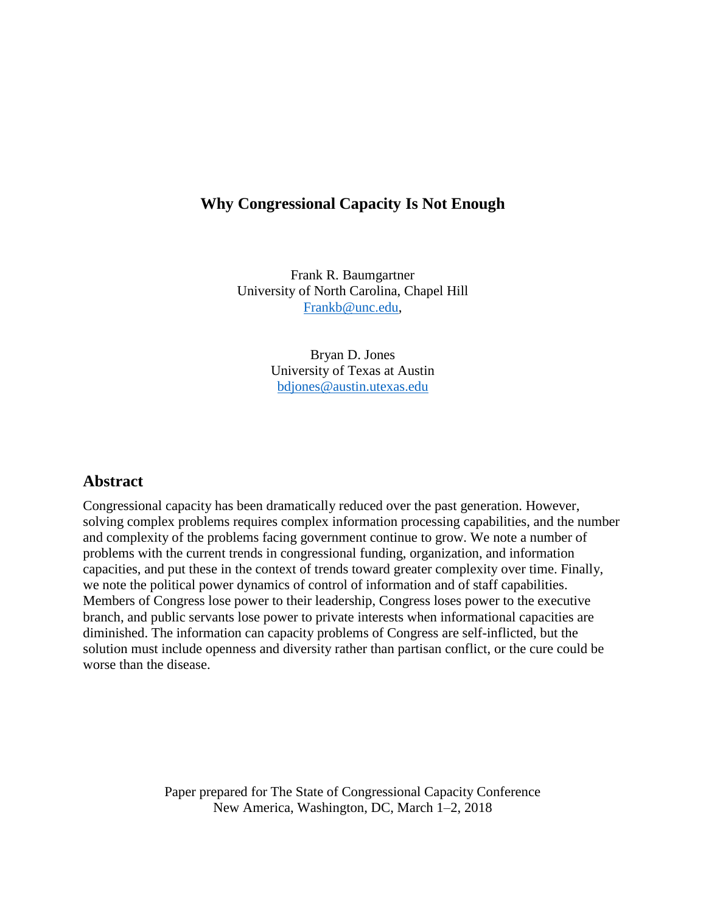# Why Congressional Capacity Is Not Enough

Frank R. Baumgartner
University of North Carolina, Chapel Hill
Frankb@unc.edu,

Bryan D. Jones
University of Texas at Austin
bdjones@austin.utexas.edu

## Abstract

Congressional capacity has been dramatically reduced over the past generation. However, solving complex problems requires complex information processing capabilities, and the number and complexity of the problems facing government continue to grow. We note a number of problems with the current trends in congressional funding, organization, and information capacities, and put these in the context of trends toward greater complexity over time. Finally, we note the political power dynamics of control of information and of staff capabilities. Members of Congress lose power to their leadership, Congress loses power to the executive branch, and public servants lose power to private interests when informational capacities are diminished. The information can capacity problems of Congress are self-inflicted, but the solution must include openness and diversity rather than partisan conflict, or the cure could be worse than the disease.

Paper prepared for The State of Congressional Capacity Conference
New America, Washington, DC, March 1–2, 2018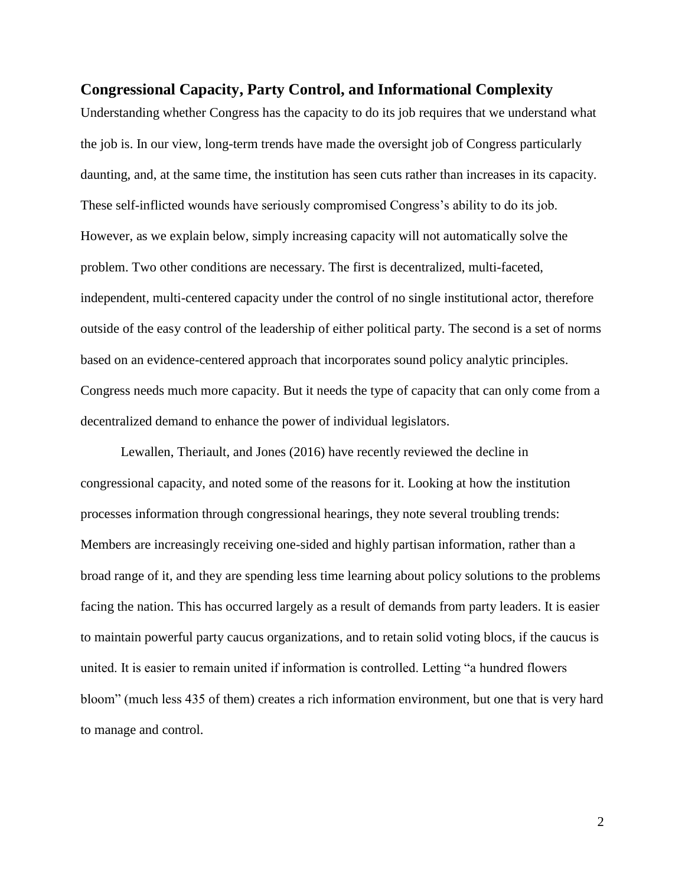## Congressional Capacity, Party Control, and Informational Complexity

Understanding whether Congress has the capacity to do its job requires that we understand what the job is. In our view, long-term trends have made the oversight job of Congress particularly daunting, and, at the same time, the institution has seen cuts rather than increases in its capacity. These self-inflicted wounds have seriously compromised Congress's ability to do its job. However, as we explain below, simply increasing capacity will not automatically solve the problem. Two other conditions are necessary. The first is decentralized, multi-faceted, independent, multi-centered capacity under the control of no single institutional actor, therefore outside of the easy control of the leadership of either political party. The second is a set of norms based on an evidence-centered approach that incorporates sound policy analytic principles. Congress needs much more capacity. But it needs the type of capacity that can only come from a decentralized demand to enhance the power of individual legislators.

Lewallen, Theriault, and Jones (2016) have recently reviewed the decline in congressional capacity, and noted some of the reasons for it. Looking at how the institution processes information through congressional hearings, they note several troubling trends: Members are increasingly receiving one-sided and highly partisan information, rather than a broad range of it, and they are spending less time learning about policy solutions to the problems facing the nation. This has occurred largely as a result of demands from party leaders. It is easier to maintain powerful party caucus organizations, and to retain solid voting blocs, if the caucus is united. It is easier to remain united if information is controlled. Letting "a hundred flowers bloom" (much less 435 of them) creates a rich information environment, but one that is very hard to manage and control.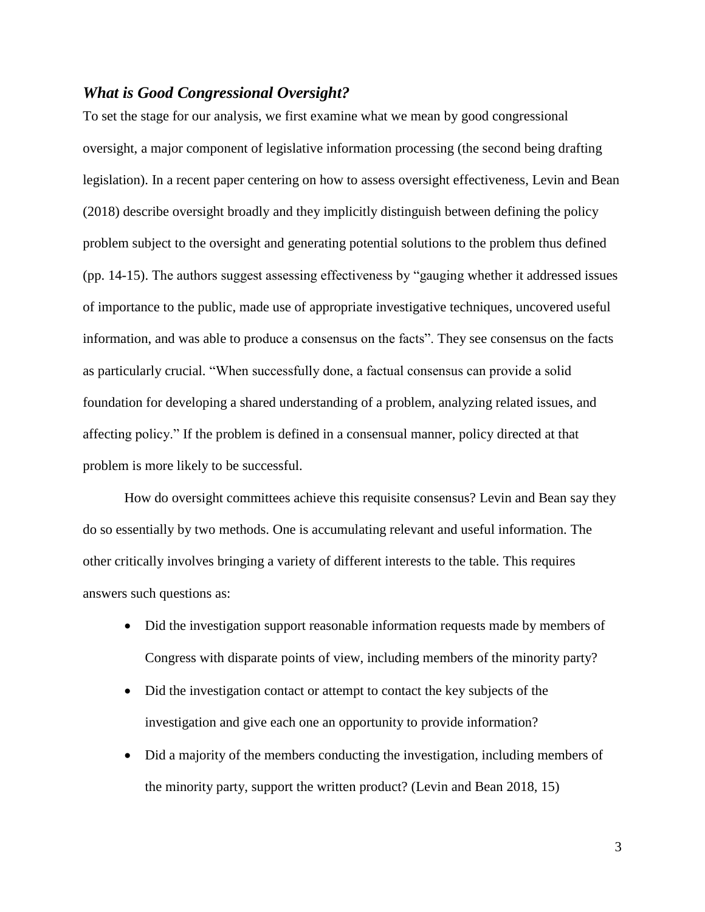### *What is Good Congressional Oversight?*

To set the stage for our analysis, we first examine what we mean by good congressional oversight, a major component of legislative information processing (the second being drafting legislation). In a recent paper centering on how to assess oversight effectiveness, Levin and Bean (2018) describe oversight broadly and they implicitly distinguish between defining the policy problem subject to the oversight and generating potential solutions to the problem thus defined (pp. 14-15). The authors suggest assessing effectiveness by "gauging whether it addressed issues of importance to the public, made use of appropriate investigative techniques, uncovered useful information, and was able to produce a consensus on the facts". They see consensus on the facts as particularly crucial. "When successfully done, a factual consensus can provide a solid foundation for developing a shared understanding of a problem, analyzing related issues, and affecting policy." If the problem is defined in a consensual manner, policy directed at that problem is more likely to be successful.

How do oversight committees achieve this requisite consensus? Levin and Bean say they do so essentially by two methods. One is accumulating relevant and useful information. The other critically involves bringing a variety of different interests to the table. This requires answers such questions as:

- Did the investigation support reasonable information requests made by members of Congress with disparate points of view, including members of the minority party?
- Did the investigation contact or attempt to contact the key subjects of the investigation and give each one an opportunity to provide information?
- Did a majority of the members conducting the investigation, including members of the minority party, support the written product? (Levin and Bean 2018, 15)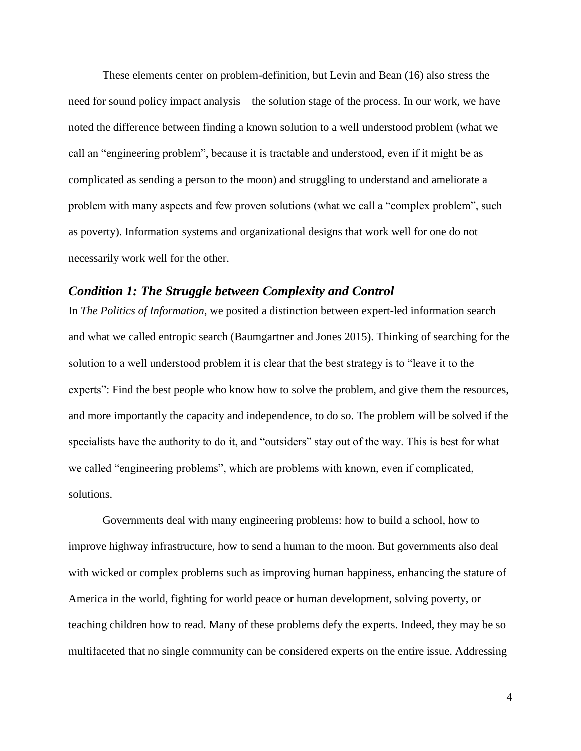These elements center on problem-definition, but Levin and Bean (16) also stress the need for sound policy impact analysis—the solution stage of the process. In our work, we have noted the difference between finding a known solution to a well understood problem (what we call an "engineering problem", because it is tractable and understood, even if it might be as complicated as sending a person to the moon) and struggling to understand and ameliorate a problem with many aspects and few proven solutions (what we call a "complex problem", such as poverty). Information systems and organizational designs that work well for one do not necessarily work well for the other.

### *Condition 1: The Struggle between Complexity and Control*

In *The Politics of Information*, we posited a distinction between expert-led information search and what we called entropic search (Baumgartner and Jones 2015). Thinking of searching for the solution to a well understood problem it is clear that the best strategy is to "leave it to the experts": Find the best people who know how to solve the problem, and give them the resources, and more importantly the capacity and independence, to do so. The problem will be solved if the specialists have the authority to do it, and "outsiders" stay out of the way. This is best for what we called "engineering problems", which are problems with known, even if complicated, solutions.

Governments deal with many engineering problems: how to build a school, how to improve highway infrastructure, how to send a human to the moon. But governments also deal with wicked or complex problems such as improving human happiness, enhancing the stature of America in the world, fighting for world peace or human development, solving poverty, or teaching children how to read. Many of these problems defy the experts. Indeed, they may be so multifaceted that no single community can be considered experts on the entire issue. Addressing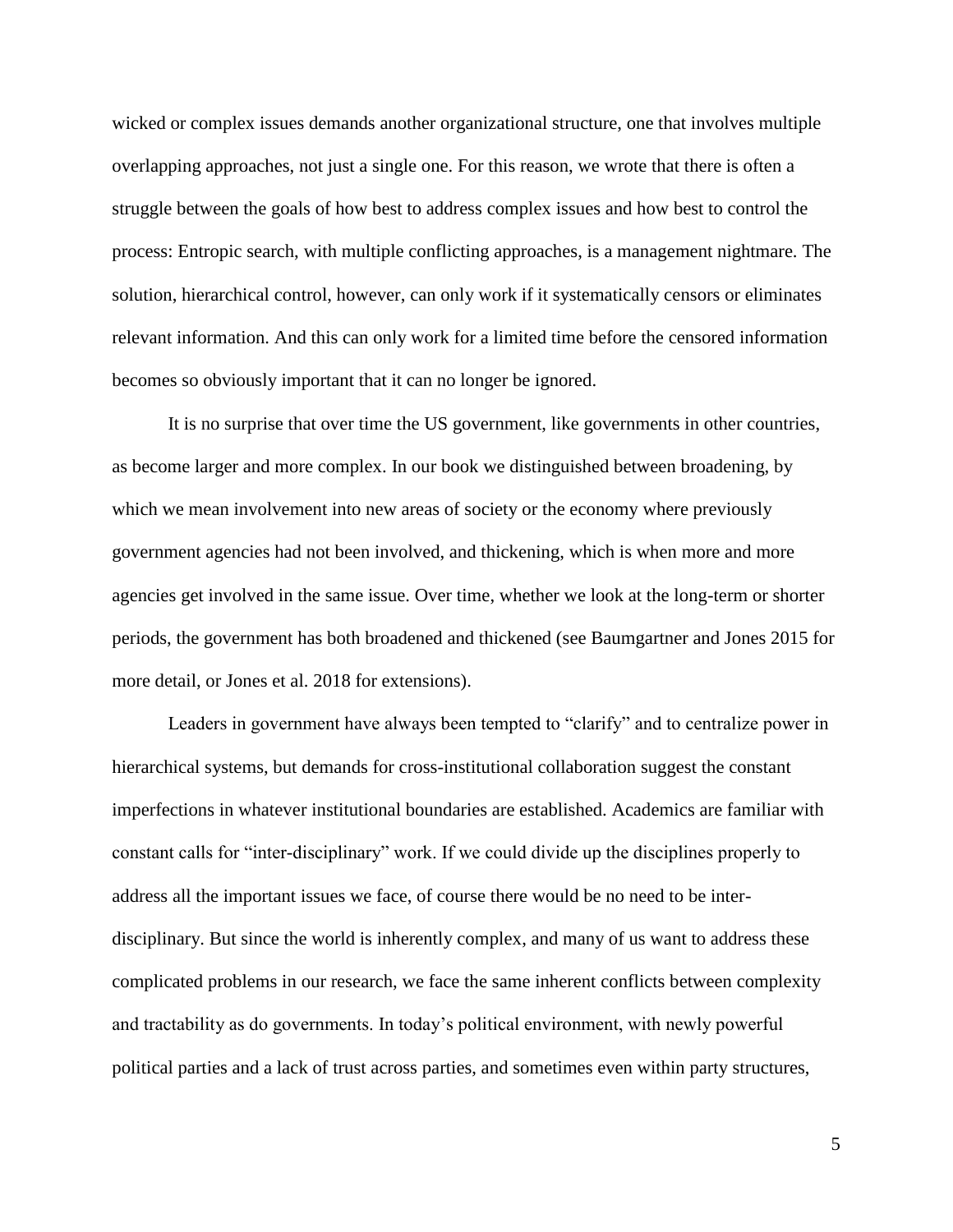wicked or complex issues demands another organizational structure, one that involves multiple overlapping approaches, not just a single one. For this reason, we wrote that there is often a struggle between the goals of how best to address complex issues and how best to control the process: Entropic search, with multiple conflicting approaches, is a management nightmare. The solution, hierarchical control, however, can only work if it systematically censors or eliminates relevant information. And this can only work for a limited time before the censored information becomes so obviously important that it can no longer be ignored.

It is no surprise that over time the US government, like governments in other countries, as become larger and more complex. In our book we distinguished between broadening, by which we mean involvement into new areas of society or the economy where previously government agencies had not been involved, and thickening, which is when more and more agencies get involved in the same issue. Over time, whether we look at the long-term or shorter periods, the government has both broadened and thickened (see Baumgartner and Jones 2015 for more detail, or Jones et al. 2018 for extensions).

Leaders in government have always been tempted to "clarify" and to centralize power in hierarchical systems, but demands for cross-institutional collaboration suggest the constant imperfections in whatever institutional boundaries are established. Academics are familiar with constant calls for "inter-disciplinary" work. If we could divide up the disciplines properly to address all the important issues we face, of course there would be no need to be inter-disciplinary. But since the world is inherently complex, and many of us want to address these complicated problems in our research, we face the same inherent conflicts between complexity and tractability as do governments. In today's political environment, with newly powerful political parties and a lack of trust across parties, and sometimes even within party structures,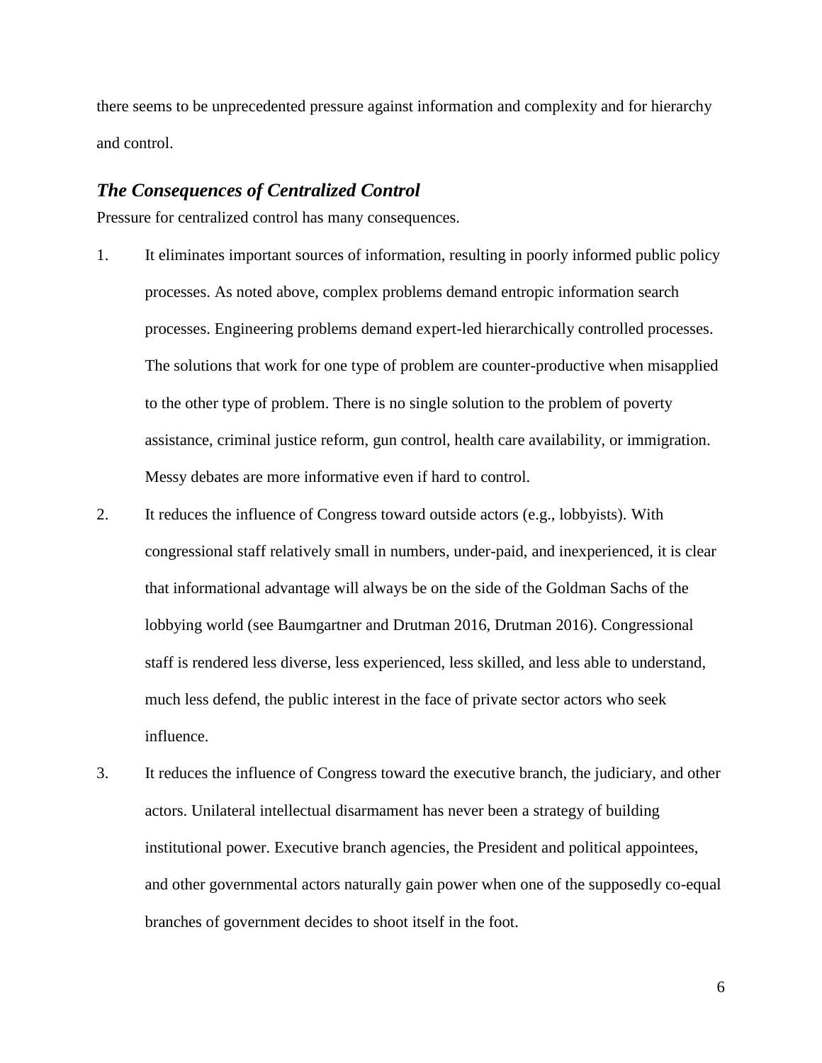there seems to be unprecedented pressure against information and complexity and for hierarchy and control.

### *The Consequences of Centralized Control*

Pressure for centralized control has many consequences.

1. It eliminates important sources of information, resulting in poorly informed public policy processes. As noted above, complex problems demand entropic information search processes. Engineering problems demand expert-led hierarchically controlled processes. The solutions that work for one type of problem are counter-productive when misapplied to the other type of problem. There is no single solution to the problem of poverty assistance, criminal justice reform, gun control, health care availability, or immigration. Messy debates are more informative even if hard to control.

2. It reduces the influence of Congress toward outside actors (e.g., lobbyists). With congressional staff relatively small in numbers, under-paid, and inexperienced, it is clear that informational advantage will always be on the side of the Goldman Sachs of the lobbying world (see Baumgartner and Drutman 2016, Drutman 2016). Congressional staff is rendered less diverse, less experienced, less skilled, and less able to understand, much less defend, the public interest in the face of private sector actors who seek influence.

3. It reduces the influence of Congress toward the executive branch, the judiciary, and other actors. Unilateral intellectual disarmament has never been a strategy of building institutional power. Executive branch agencies, the President and political appointees, and other governmental actors naturally gain power when one of the supposedly co-equal branches of government decides to shoot itself in the foot.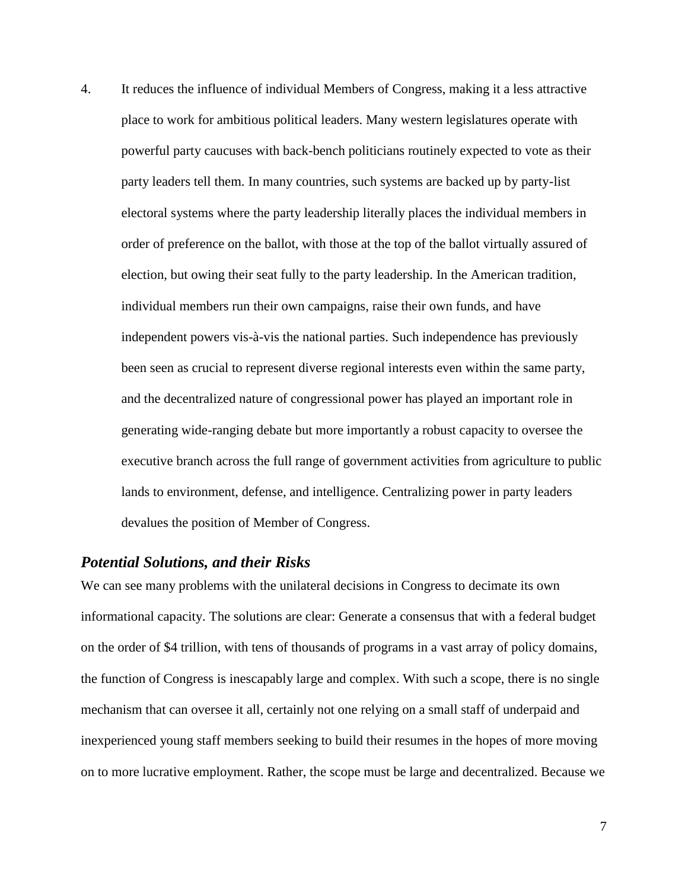4. It reduces the influence of individual Members of Congress, making it a less attractive place to work for ambitious political leaders. Many western legislatures operate with powerful party caucuses with back-bench politicians routinely expected to vote as their party leaders tell them. In many countries, such systems are backed up by party-list electoral systems where the party leadership literally places the individual members in order of preference on the ballot, with those at the top of the ballot virtually assured of election, but owing their seat fully to the party leadership. In the American tradition, individual members run their own campaigns, raise their own funds, and have independent powers vis-à-vis the national parties. Such independence has previously been seen as crucial to represent diverse regional interests even within the same party, and the decentralized nature of congressional power has played an important role in generating wide-ranging debate but more importantly a robust capacity to oversee the executive branch across the full range of government activities from agriculture to public lands to environment, defense, and intelligence. Centralizing power in party leaders devalues the position of Member of Congress.

## *Potential Solutions, and their Risks*

We can see many problems with the unilateral decisions in Congress to decimate its own informational capacity. The solutions are clear: Generate a consensus that with a federal budget on the order of $4 trillion, with tens of thousands of programs in a vast array of policy domains, the function of Congress is inescapably large and complex. With such a scope, there is no single mechanism that can oversee it all, certainly not one relying on a small staff of underpaid and inexperienced young staff members seeking to build their resumes in the hopes of more moving on to more lucrative employment. Rather, the scope must be large and decentralized. Because we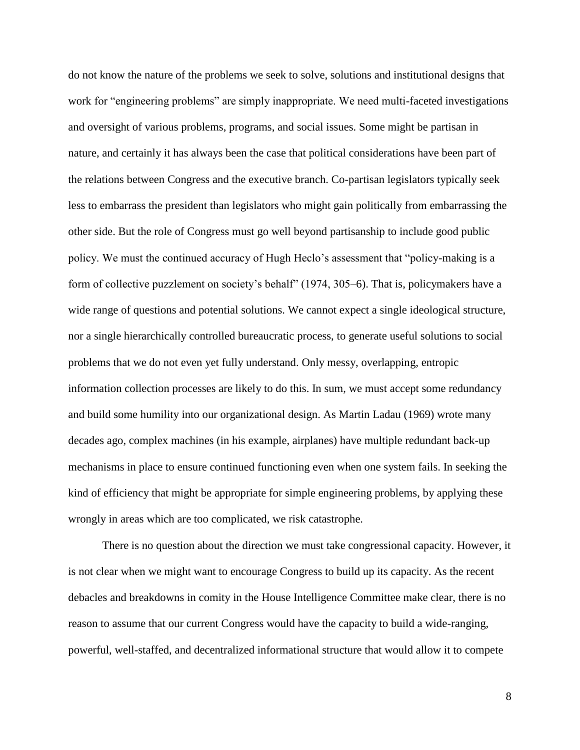do not know the nature of the problems we seek to solve, solutions and institutional designs that work for "engineering problems" are simply inappropriate. We need multi-faceted investigations and oversight of various problems, programs, and social issues. Some might be partisan in nature, and certainly it has always been the case that political considerations have been part of the relations between Congress and the executive branch. Co-partisan legislators typically seek less to embarrass the president than legislators who might gain politically from embarrassing the other side. But the role of Congress must go well beyond partisanship to include good public policy. We must the continued accuracy of Hugh Heclo's assessment that "policy-making is a form of collective puzzlement on society's behalf" (1974, 305–6). That is, policymakers have a wide range of questions and potential solutions. We cannot expect a single ideological structure, nor a single hierarchically controlled bureaucratic process, to generate useful solutions to social problems that we do not even yet fully understand. Only messy, overlapping, entropic information collection processes are likely to do this. In sum, we must accept some redundancy and build some humility into our organizational design. As Martin Ladau (1969) wrote many decades ago, complex machines (in his example, airplanes) have multiple redundant back-up mechanisms in place to ensure continued functioning even when one system fails. In seeking the kind of efficiency that might be appropriate for simple engineering problems, by applying these wrongly in areas which are too complicated, we risk catastrophe.

There is no question about the direction we must take congressional capacity. However, it is not clear when we might want to encourage Congress to build up its capacity. As the recent debacles and breakdowns in comity in the House Intelligence Committee make clear, there is no reason to assume that our current Congress would have the capacity to build a wide-ranging, powerful, well-staffed, and decentralized informational structure that would allow it to compete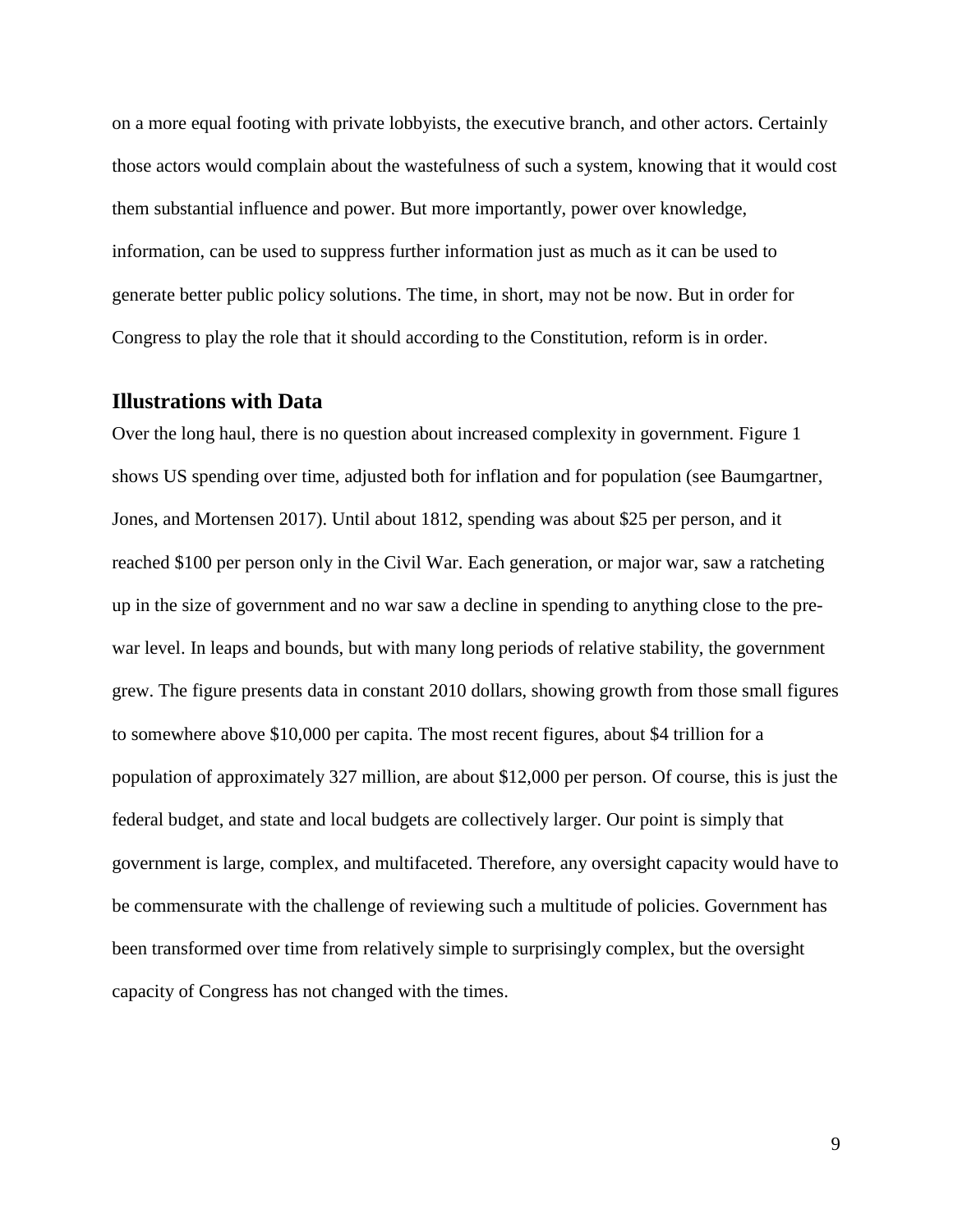on a more equal footing with private lobbyists, the executive branch, and other actors. Certainly those actors would complain about the wastefulness of such a system, knowing that it would cost them substantial influence and power. But more importantly, power over knowledge, information, can be used to suppress further information just as much as it can be used to generate better public policy solutions. The time, in short, may not be now. But in order for Congress to play the role that it should according to the Constitution, reform is in order.

## Illustrations with Data

Over the long haul, there is no question about increased complexity in government. Figure 1 shows US spending over time, adjusted both for inflation and for population (see Baumgartner, Jones, and Mortensen 2017). Until about 1812, spending was about $25 per person, and it reached $100 per person only in the Civil War. Each generation, or major war, saw a ratcheting up in the size of government and no war saw a decline in spending to anything close to the pre-war level. In leaps and bounds, but with many long periods of relative stability, the government grew. The figure presents data in constant 2010 dollars, showing growth from those small figures to somewhere above $10,000 per capita. The most recent figures, about $4 trillion for a population of approximately 327 million, are about $12,000 per person. Of course, this is just the federal budget, and state and local budgets are collectively larger. Our point is simply that government is large, complex, and multifaceted. Therefore, any oversight capacity would have to be commensurate with the challenge of reviewing such a multitude of policies. Government has been transformed over time from relatively simple to surprisingly complex, but the oversight capacity of Congress has not changed with the times.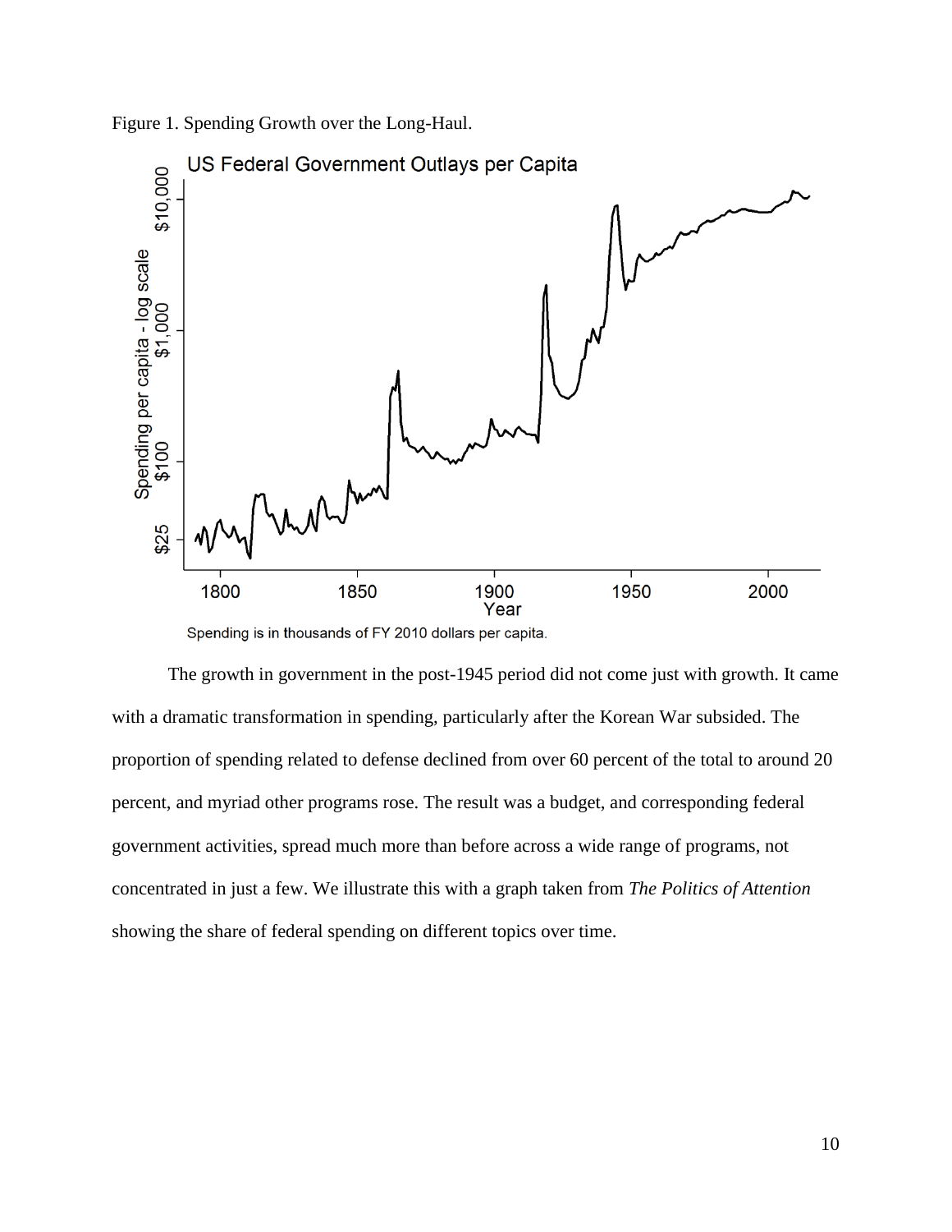Figure 1. Spending Growth over the Long-Haul.

Spending is in thousands of FY 2010 dollars per capita.

The growth in government in the post-1945 period did not come just with growth. It came with a dramatic transformation in spending, particularly after the Korean War subsided. The proportion of spending related to defense declined from over 60 percent of the total to around 20 percent, and myriad other programs rose. The result was a budget, and corresponding federal government activities, spread much more than before across a wide range of programs, not concentrated in just a few. We illustrate this with a graph taken from *The Politics of Attention* showing the share of federal spending on different topics over time.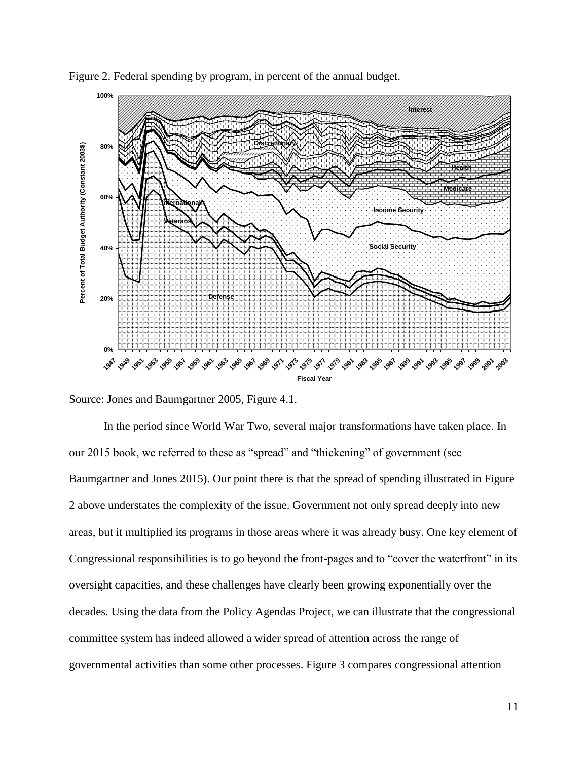Figure 2. Federal spending by program, in percent of the annual budget.

Source: Jones and Baumgartner 2005, Figure 4.1.

In the period since World War Two, several major transformations have taken place. In our 2015 book, we referred to these as "spread" and "thickening" of government (see Baumgartner and Jones 2015). Our point there is that the spread of spending illustrated in Figure 2 above understates the complexity of the issue. Government not only spread deeply into new areas, but it multiplied its programs in those areas where it was already busy. One key element of Congressional responsibilities is to go beyond the front-pages and to "cover the waterfront" in its oversight capacities, and these challenges have clearly been growing exponentially over the decades. Using the data from the Policy Agendas Project, we can illustrate that the congressional committee system has indeed allowed a wider spread of attention across the range of governmental activities than some other processes. Figure 3 compares congressional attention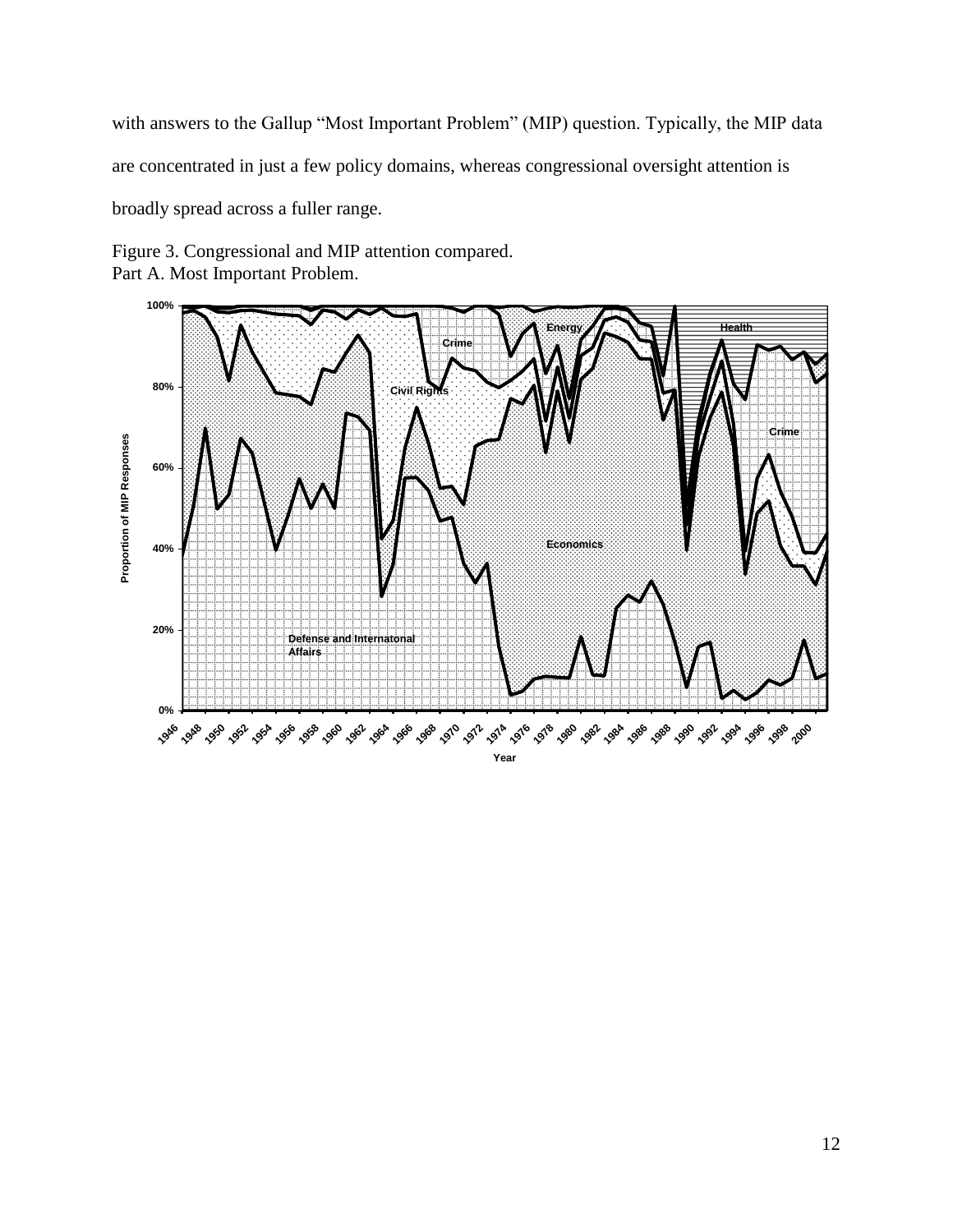with answers to the Gallup "Most Important Problem" (MIP) question. Typically, the MIP data are concentrated in just a few policy domains, whereas congressional oversight attention is broadly spread across a fuller range.

Figure 3. Congressional and MIP attention compared.
Part A. Most Important Problem.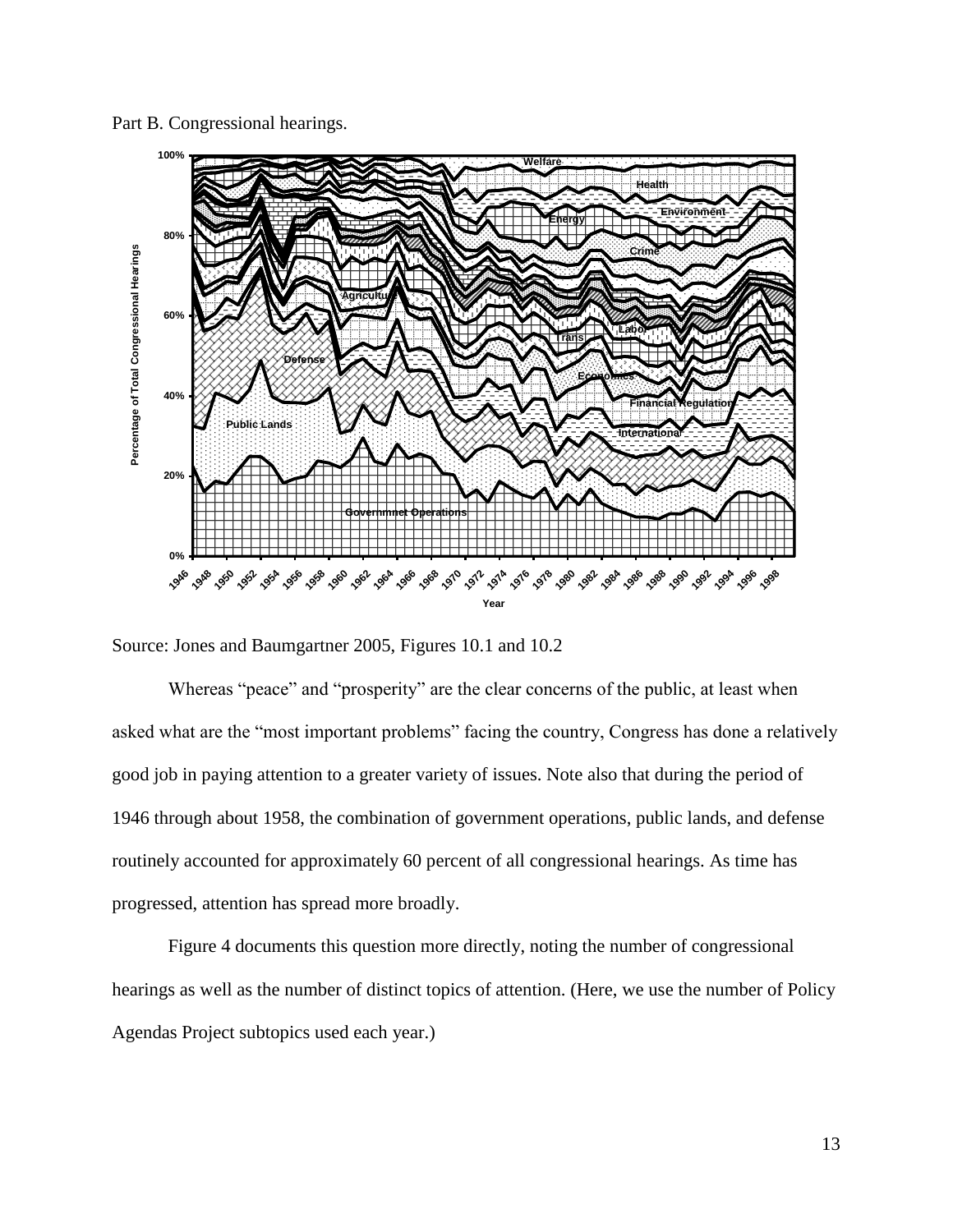Part B. Congressional hearings.

Source: Jones and Baumgartner 2005, Figures 10.1 and 10.2

Whereas "peace" and "prosperity" are the clear concerns of the public, at least when asked what are the "most important problems" facing the country, Congress has done a relatively good job in paying attention to a greater variety of issues. Note also that during the period of 1946 through about 1958, the combination of government operations, public lands, and defense routinely accounted for approximately 60 percent of all congressional hearings. As time has progressed, attention has spread more broadly.

Figure 4 documents this question more directly, noting the number of congressional hearings as well as the number of distinct topics of attention. (Here, we use the number of Policy Agendas Project subtopics used each year.)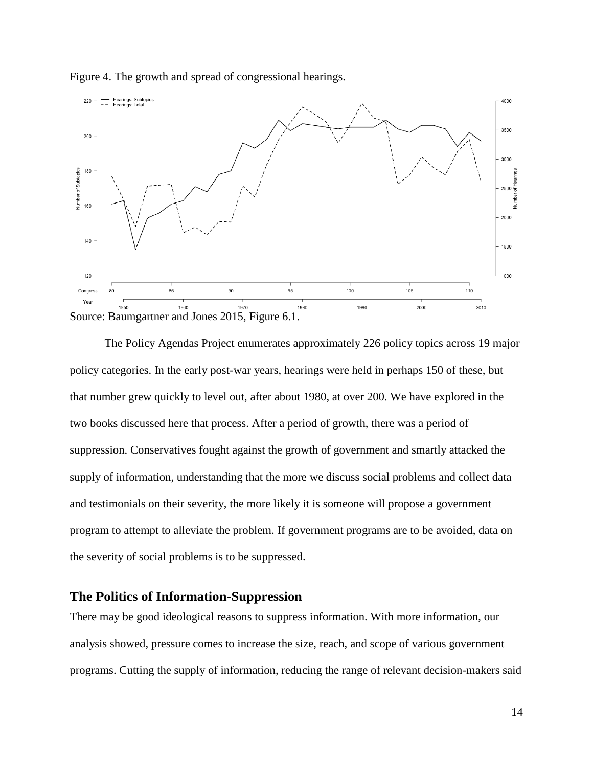Figure 4. The growth and spread of congressional hearings.

Source: Baumgartner and Jones 2015, Figure 6.1.

The Policy Agendas Project enumerates approximately 226 policy topics across 19 major policy categories. In the early post-war years, hearings were held in perhaps 150 of these, but that number grew quickly to level out, after about 1980, at over 200. We have explored in the two books discussed here that process. After a period of growth, there was a period of suppression. Conservatives fought against the growth of government and smartly attacked the supply of information, understanding that the more we discuss social problems and collect data and testimonials on their severity, the more likely it is someone will propose a government program to attempt to alleviate the problem. If government programs are to be avoided, data on the severity of social problems is to be suppressed.

## The Politics of Information-Suppression

There may be good ideological reasons to suppress information. With more information, our analysis showed, pressure comes to increase the size, reach, and scope of various government programs. Cutting the supply of information, reducing the range of relevant decision-makers said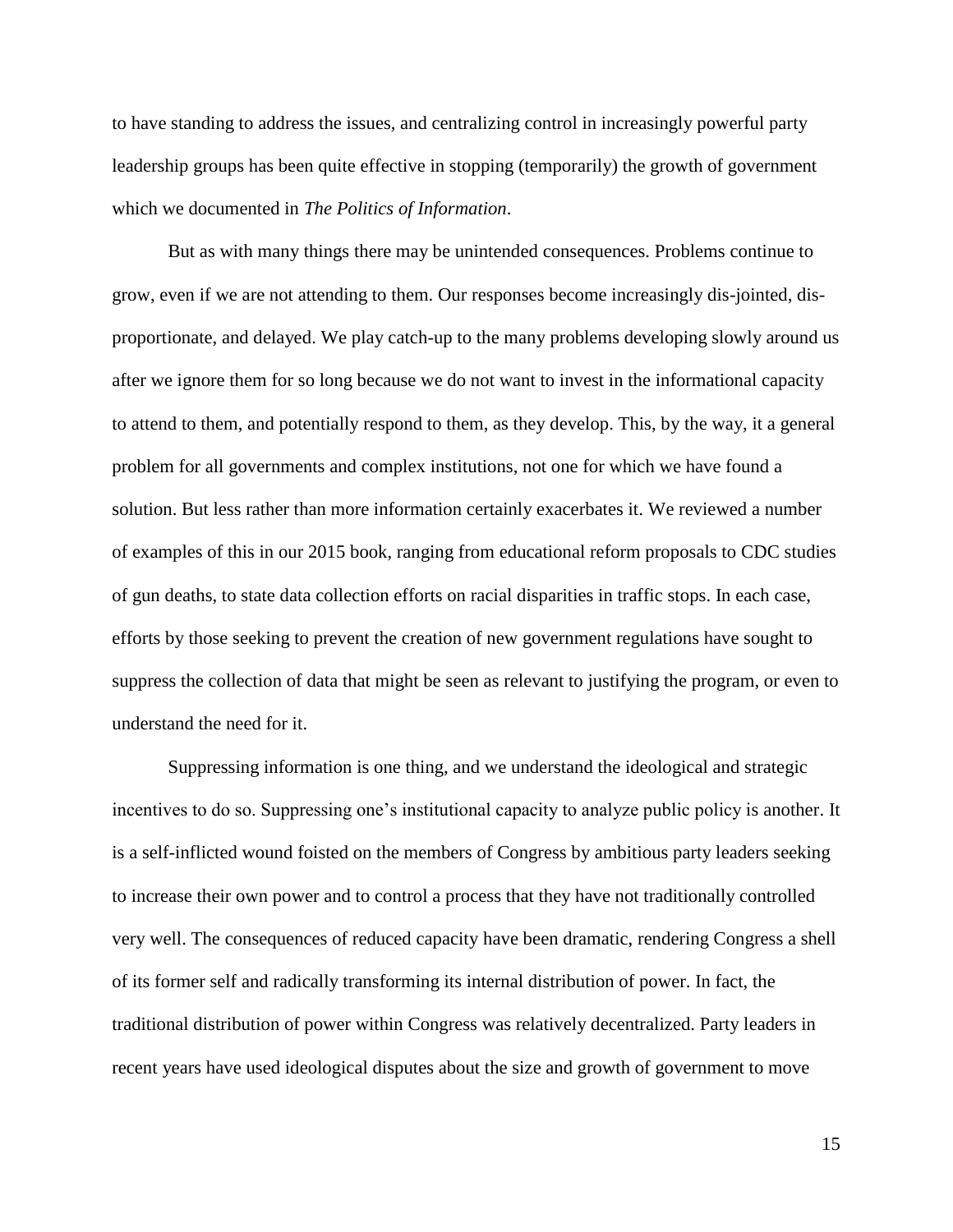to have standing to address the issues, and centralizing control in increasingly powerful party leadership groups has been quite effective in stopping (temporarily) the growth of government which we documented in *The Politics of Information*.

But as with many things there may be unintended consequences. Problems continue to grow, even if we are not attending to them. Our responses become increasingly dis-jointed, dis-proportionate, and delayed. We play catch-up to the many problems developing slowly around us after we ignore them for so long because we do not want to invest in the informational capacity to attend to them, and potentially respond to them, as they develop. This, by the way, it a general problem for all governments and complex institutions, not one for which we have found a solution. But less rather than more information certainly exacerbates it. We reviewed a number of examples of this in our 2015 book, ranging from educational reform proposals to CDC studies of gun deaths, to state data collection efforts on racial disparities in traffic stops. In each case, efforts by those seeking to prevent the creation of new government regulations have sought to suppress the collection of data that might be seen as relevant to justifying the program, or even to understand the need for it.

Suppressing information is one thing, and we understand the ideological and strategic incentives to do so. Suppressing one's institutional capacity to analyze public policy is another. It is a self-inflicted wound foisted on the members of Congress by ambitious party leaders seeking to increase their own power and to control a process that they have not traditionally controlled very well. The consequences of reduced capacity have been dramatic, rendering Congress a shell of its former self and radically transforming its internal distribution of power. In fact, the traditional distribution of power within Congress was relatively decentralized. Party leaders in recent years have used ideological disputes about the size and growth of government to move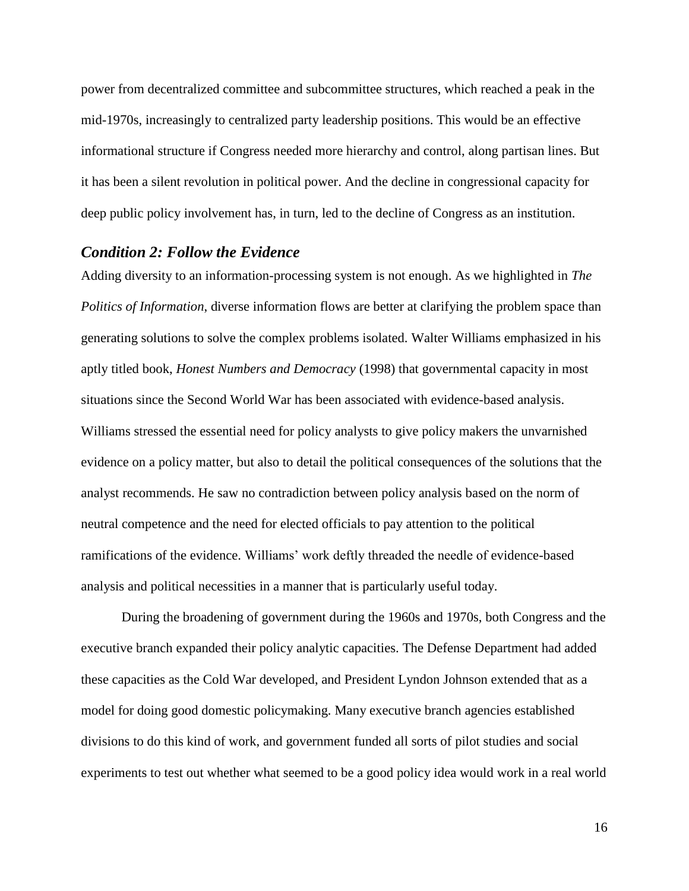power from decentralized committee and subcommittee structures, which reached a peak in the mid-1970s, increasingly to centralized party leadership positions. This would be an effective informational structure if Congress needed more hierarchy and control, along partisan lines. But it has been a silent revolution in political power. And the decline in congressional capacity for deep public policy involvement has, in turn, led to the decline of Congress as an institution.

### *Condition 2: Follow the Evidence*

Adding diversity to an information-processing system is not enough. As we highlighted in *The Politics of Information*, diverse information flows are better at clarifying the problem space than generating solutions to solve the complex problems isolated. Walter Williams emphasized in his aptly titled book, *Honest Numbers and Democracy* (1998) that governmental capacity in most situations since the Second World War has been associated with evidence-based analysis. Williams stressed the essential need for policy analysts to give policy makers the unvarnished evidence on a policy matter, but also to detail the political consequences of the solutions that the analyst recommends. He saw no contradiction between policy analysis based on the norm of neutral competence and the need for elected officials to pay attention to the political ramifications of the evidence. Williams' work deftly threaded the needle of evidence-based analysis and political necessities in a manner that is particularly useful today.

During the broadening of government during the 1960s and 1970s, both Congress and the executive branch expanded their policy analytic capacities. The Defense Department had added these capacities as the Cold War developed, and President Lyndon Johnson extended that as a model for doing good domestic policymaking. Many executive branch agencies established divisions to do this kind of work, and government funded all sorts of pilot studies and social experiments to test out whether what seemed to be a good policy idea would work in a real world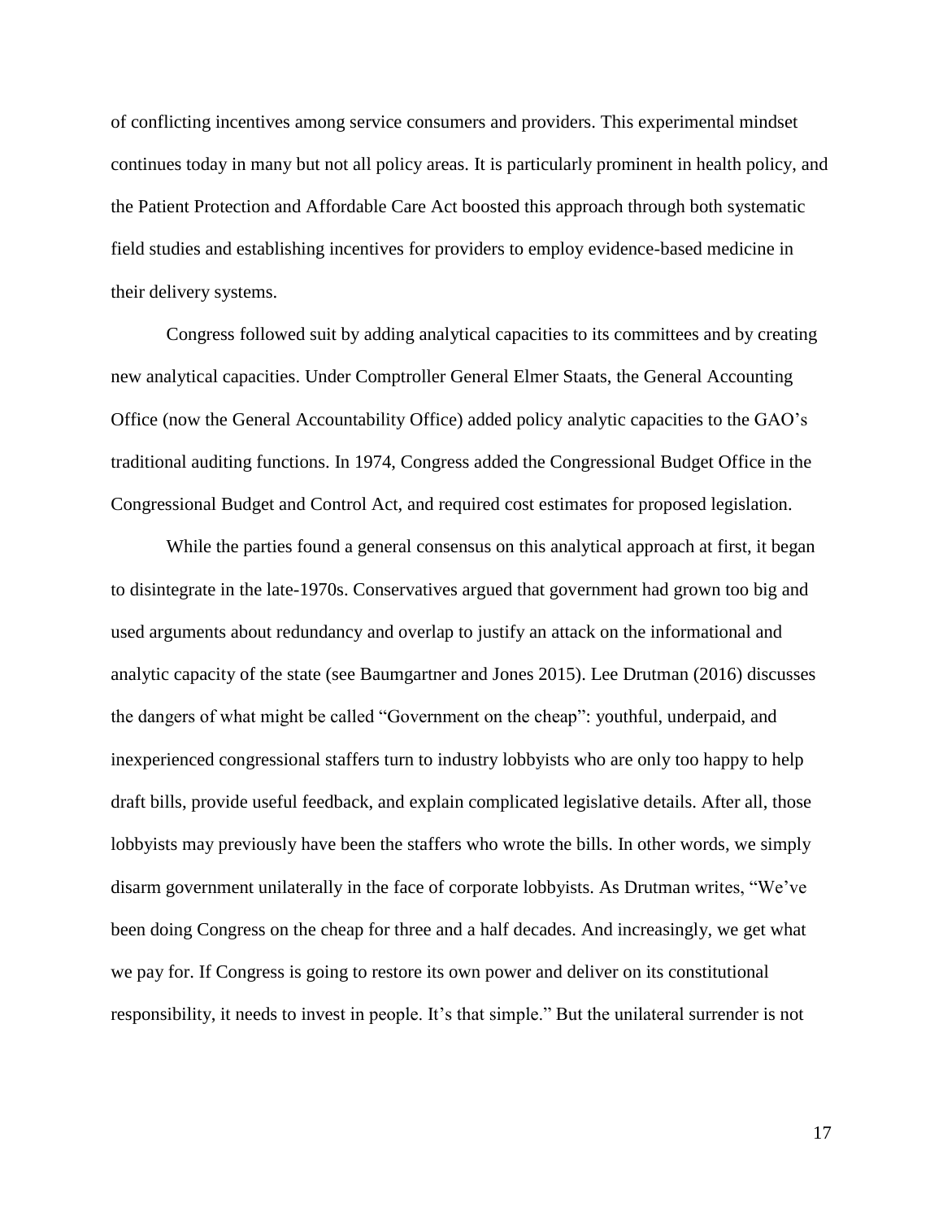of conflicting incentives among service consumers and providers. This experimental mindset continues today in many but not all policy areas. It is particularly prominent in health policy, and the Patient Protection and Affordable Care Act boosted this approach through both systematic field studies and establishing incentives for providers to employ evidence-based medicine in their delivery systems.

Congress followed suit by adding analytical capacities to its committees and by creating new analytical capacities. Under Comptroller General Elmer Staats, the General Accounting Office (now the General Accountability Office) added policy analytic capacities to the GAO's traditional auditing functions. In 1974, Congress added the Congressional Budget Office in the Congressional Budget and Control Act, and required cost estimates for proposed legislation.

While the parties found a general consensus on this analytical approach at first, it began to disintegrate in the late-1970s. Conservatives argued that government had grown too big and used arguments about redundancy and overlap to justify an attack on the informational and analytic capacity of the state (see Baumgartner and Jones 2015). Lee Drutman (2016) discusses the dangers of what might be called "Government on the cheap": youthful, underpaid, and inexperienced congressional staffers turn to industry lobbyists who are only too happy to help draft bills, provide useful feedback, and explain complicated legislative details. After all, those lobbyists may previously have been the staffers who wrote the bills. In other words, we simply disarm government unilaterally in the face of corporate lobbyists. As Drutman writes, "We've been doing Congress on the cheap for three and a half decades. And increasingly, we get what we pay for. If Congress is going to restore its own power and deliver on its constitutional responsibility, it needs to invest in people. It's that simple." But the unilateral surrender is not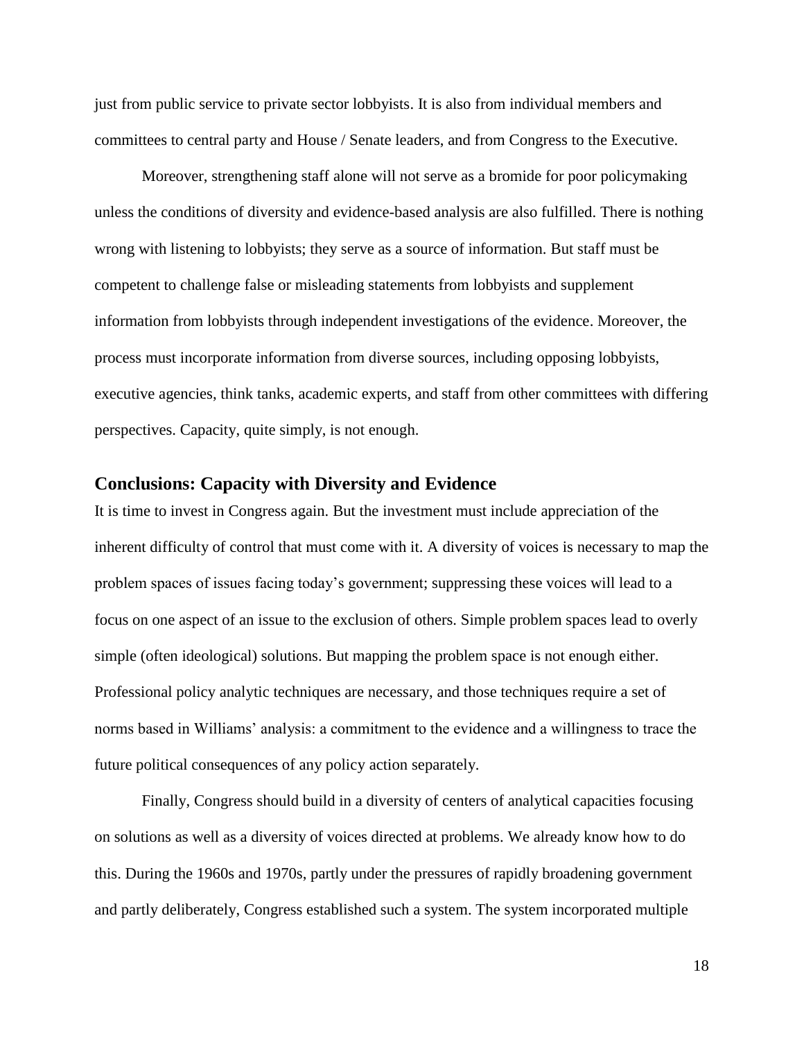just from public service to private sector lobbyists. It is also from individual members and committees to central party and House / Senate leaders, and from Congress to the Executive.

Moreover, strengthening staff alone will not serve as a bromide for poor policymaking unless the conditions of diversity and evidence-based analysis are also fulfilled. There is nothing wrong with listening to lobbyists; they serve as a source of information. But staff must be competent to challenge false or misleading statements from lobbyists and supplement information from lobbyists through independent investigations of the evidence. Moreover, the process must incorporate information from diverse sources, including opposing lobbyists, executive agencies, think tanks, academic experts, and staff from other committees with differing perspectives. Capacity, quite simply, is not enough.

## Conclusions: Capacity with Diversity and Evidence

It is time to invest in Congress again. But the investment must include appreciation of the inherent difficulty of control that must come with it. A diversity of voices is necessary to map the problem spaces of issues facing today's government; suppressing these voices will lead to a focus on one aspect of an issue to the exclusion of others. Simple problem spaces lead to overly simple (often ideological) solutions. But mapping the problem space is not enough either. Professional policy analytic techniques are necessary, and those techniques require a set of norms based in Williams' analysis: a commitment to the evidence and a willingness to trace the future political consequences of any policy action separately.

Finally, Congress should build in a diversity of centers of analytical capacities focusing on solutions as well as a diversity of voices directed at problems. We already know how to do this. During the 1960s and 1970s, partly under the pressures of rapidly broadening government and partly deliberately, Congress established such a system. The system incorporated multiple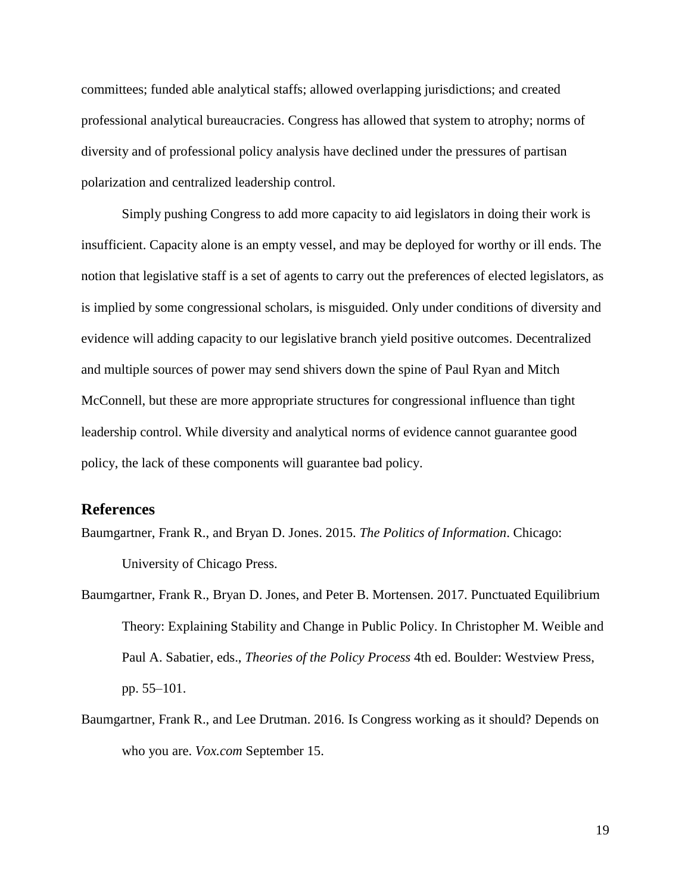committees; funded able analytical staffs; allowed overlapping jurisdictions; and created professional analytical bureaucracies. Congress has allowed that system to atrophy; norms of diversity and of professional policy analysis have declined under the pressures of partisan polarization and centralized leadership control.

Simply pushing Congress to add more capacity to aid legislators in doing their work is insufficient. Capacity alone is an empty vessel, and may be deployed for worthy or ill ends. The notion that legislative staff is a set of agents to carry out the preferences of elected legislators, as is implied by some congressional scholars, is misguided. Only under conditions of diversity and evidence will adding capacity to our legislative branch yield positive outcomes. Decentralized and multiple sources of power may send shivers down the spine of Paul Ryan and Mitch McConnell, but these are more appropriate structures for congressional influence than tight leadership control. While diversity and analytical norms of evidence cannot guarantee good policy, the lack of these components will guarantee bad policy.

## References

Baumgartner, Frank R., and Bryan D. Jones. 2015. *The Politics of Information*. Chicago: University of Chicago Press.

Baumgartner, Frank R., Bryan D. Jones, and Peter B. Mortensen. 2017. Punctuated Equilibrium Theory: Explaining Stability and Change in Public Policy. In Christopher M. Weible and Paul A. Sabatier, eds., *Theories of the Policy Process* 4th ed. Boulder: Westview Press, pp. 55–101.

Baumgartner, Frank R., and Lee Drutman. 2016. Is Congress working as it should? Depends on who you are. *Vox.com* September 15.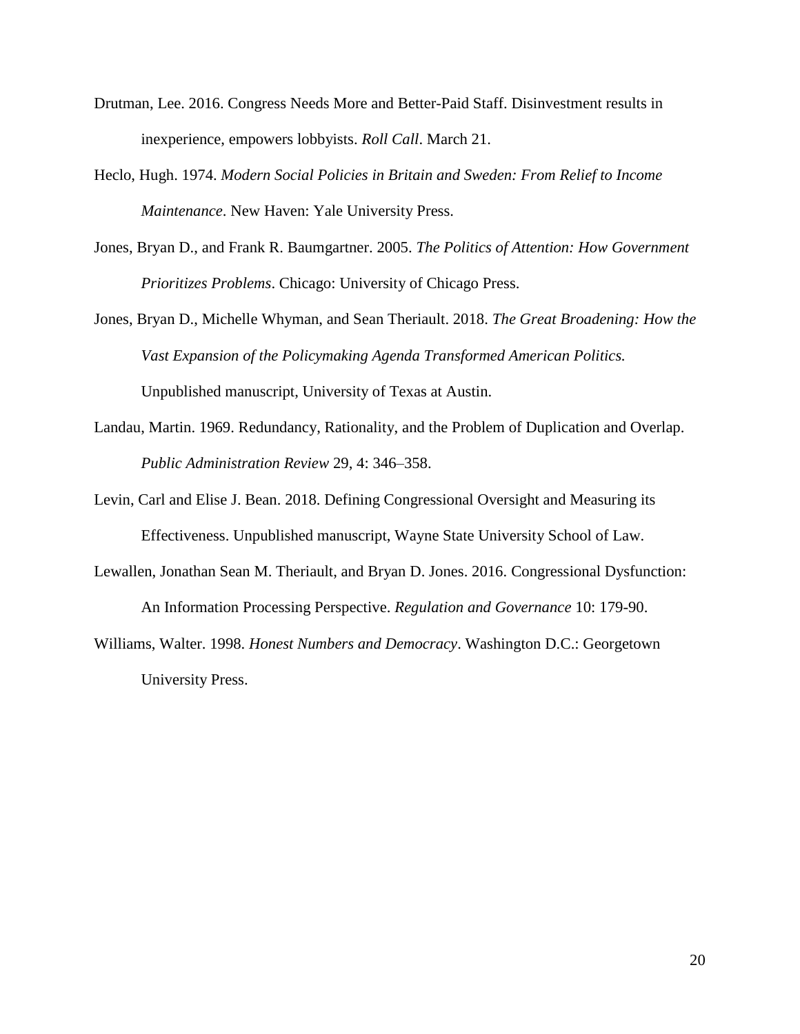Drutman, Lee. 2016. Congress Needs More and Better-Paid Staff. Disinvestment results in inexperience, empowers lobbyists. *Roll Call*. March 21.

Heclo, Hugh. 1974. *Modern Social Policies in Britain and Sweden: From Relief to Income Maintenance*. New Haven: Yale University Press.

Jones, Bryan D., and Frank R. Baumgartner. 2005. *The Politics of Attention: How Government Prioritizes Problems*. Chicago: University of Chicago Press.

Jones, Bryan D., Michelle Whyman, and Sean Theriault. 2018. *The Great Broadening: How the Vast Expansion of the Policymaking Agenda Transformed American Politics.* Unpublished manuscript, University of Texas at Austin.

Landau, Martin. 1969. Redundancy, Rationality, and the Problem of Duplication and Overlap. *Public Administration Review* 29, 4: 346–358.

Levin, Carl and Elise J. Bean. 2018. Defining Congressional Oversight and Measuring its Effectiveness. Unpublished manuscript, Wayne State University School of Law.

Lewallen, Jonathan Sean M. Theriault, and Bryan D. Jones. 2016. Congressional Dysfunction: An Information Processing Perspective. *Regulation and Governance* 10: 179-90.

Williams, Walter. 1998. *Honest Numbers and Democracy*. Washington D.C.: Georgetown University Press.